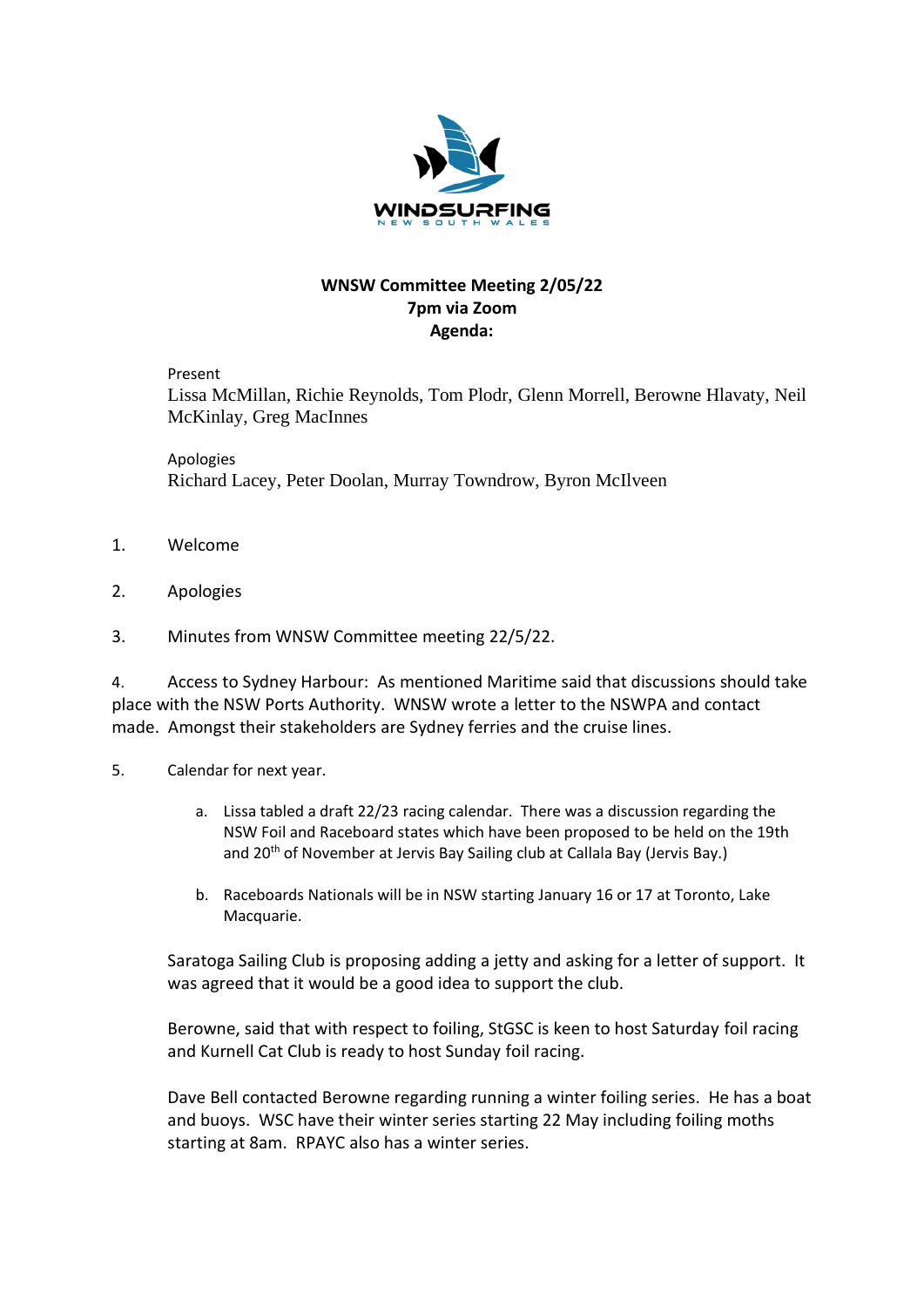**WNSW Committee Meeting 2/05/22**
**7pm via Zoom**
**Agenda:**

Present
Lissa McMillan, Richie Reynolds, Tom Plodr, Glenn Morrell, Berowne Hlavaty, Neil McKinlay, Greg MacInnes

Apologies
Richard Lacey, Peter Doolan, Murray Towndrow, Byron McIlveen

1. Welcome

2. Apologies

3. Minutes from WNSW Committee meeting 22/5/22.

4. Access to Sydney Harbour: As mentioned Maritime said that discussions should take place with the NSW Ports Authority. WNSW wrote a letter to the NSWPA and contact made. Amongst their stakeholders are Sydney ferries and the cruise lines.

5. Calendar for next year.

    a. Lissa tabled a draft 22/23 racing calendar. There was a discussion regarding the NSW Foil and Raceboard states which have been proposed to be held on the 19th and 20th of November at Jervis Bay Sailing club at Callala Bay (Jervis Bay.)

    b. Raceboards Nationals will be in NSW starting January 16 or 17 at Toronto, Lake Macquarie.

    Saratoga Sailing Club is proposing adding a jetty and asking for a letter of support. It was agreed that it would be a good idea to support the club.

    Berowne, said that with respect to foiling, StGSC is keen to host Saturday foil racing and Kurnell Cat Club is ready to host Sunday foil racing.

    Dave Bell contacted Berowne regarding running a winter foiling series. He has a boat and buoys. WSC have their winter series starting 22 May including foiling moths starting at 8am. RPAYC also has a winter series.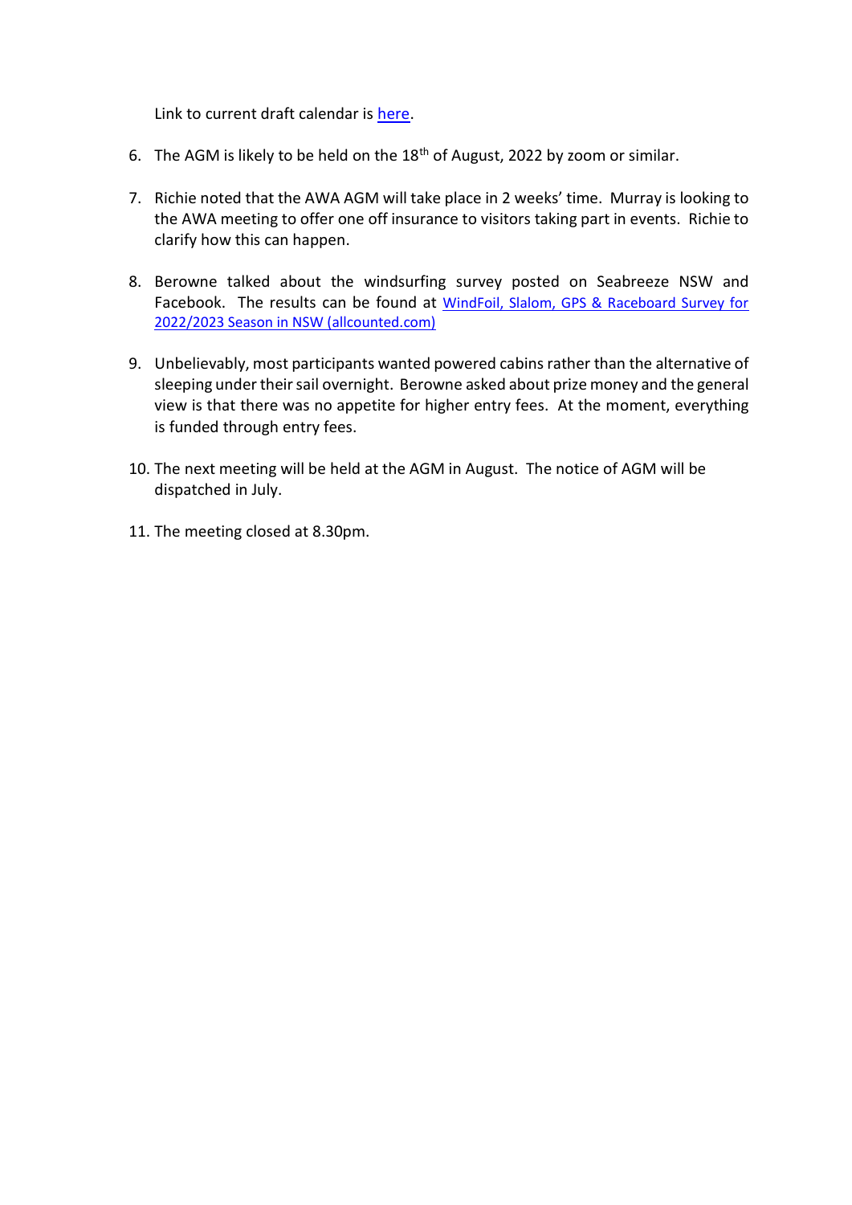Link to current draft calendar is here.

6. The AGM is likely to be held on the 18th of August, 2022 by zoom or similar.

7. Richie noted that the AWA AGM will take place in 2 weeks' time. Murray is looking to the AWA meeting to offer one off insurance to visitors taking part in events. Richie to clarify how this can happen.

8. Berowne talked about the windsurfing survey posted on Seabreeze NSW and Facebook. The results can be found at WindFoil, Slalom, GPS & Raceboard Survey for 2022/2023 Season in NSW (allcounted.com)

9. Unbelievably, most participants wanted powered cabins rather than the alternative of sleeping under their sail overnight. Berowne asked about prize money and the general view is that there was no appetite for higher entry fees. At the moment, everything is funded through entry fees.

10. The next meeting will be held at the AGM in August. The notice of AGM will be dispatched in July.

11. The meeting closed at 8.30pm.